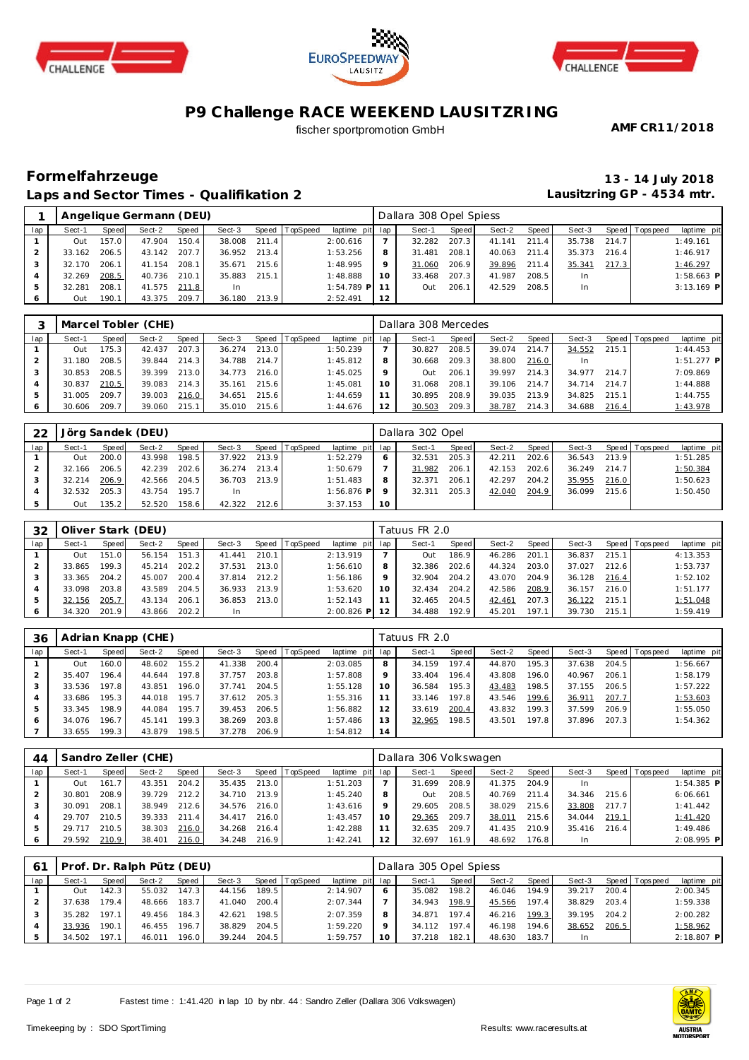# P9 Challenge RACE WEEKEND LAUSITZRING

fischer sportpromotion GmbH

**AMF CR11/2018**

## Formelfahrzeuge

## Laps and Sector Times - Qualifikation 2

**13 - 14 July 2018**

**Lausitzring GP - 4534 mtr.**

### 1 Angelique Germann (DEU) — Dallara 308 Opel Spiess

| lap | Sect-1 | Speed | Sect-2 | Speed | Sect-3 | Speed | TopSpeed | laptime pit | lap | Sect-1 | Speed | Sect-2 | Speed | Sect-3 | Speed | Topspeed | laptime pit |
|---|---|---|---|---|---|---|---|---|---|---|---|---|---|---|---|---|---|
| 1 | Out | 157.0 | 47.904 | 150.4 | 38.008 | 211.4 | | 2:00.616 | 7 | 32.282 | 207.3 | 41.141 | 211.4 | 35.738 | 214.7 | | 1:49.161 |
| 2 | 33.162 | 206.5 | 43.142 | 207.7 | 36.952 | 213.4 | | 1:53.256 | 8 | 31.481 | 208.1 | 40.063 | 211.4 | 35.373 | 216.4 | | 1:46.917 |
| 3 | 32.170 | 206.1 | 41.154 | 208.1 | 35.671 | 215.6 | | 1:48.995 | 9 | 31.060 | 206.9 | 39.896 | 211.4 | 35.341 | 217.3 | | 1:46.297 |
| 4 | 32.269 | 208.5 | 40.736 | 210.1 | 35.883 | 215.1 | | 1:48.888 | 10 | 33.468 | 207.3 | 41.987 | 208.5 | In | | | 1:58.663 P |
| 5 | 32.281 | 208.1 | 41.575 | 211.8 | In | | | 1:54.789 P | 11 | Out | 206.1 | 42.529 | 208.5 | In | | | 3:13.169 P |
| 6 | Out | 190.1 | 43.375 | 209.7 | 36.180 | 213.9 | | 2:52.491 | 12 | | | | | | | | |

### 3 Marcel Tobler (CHE) — Dallara 308 Mercedes

| lap | Sect-1 | Speed | Sect-2 | Speed | Sect-3 | Speed | TopSpeed | laptime pit | lap | Sect-1 | Speed | Sect-2 | Speed | Sect-3 | Speed | Topspeed | laptime pit |
|---|---|---|---|---|---|---|---|---|---|---|---|---|---|---|---|---|---|
| 1 | Out | 175.3 | 42.437 | 207.3 | 36.274 | 213.0 | | 1:50.239 | 7 | 30.827 | 208.5 | 39.074 | 214.7 | 34.552 | 215.1 | | 1:44.453 |
| 2 | 31.180 | 208.5 | 39.844 | 214.3 | 34.788 | 214.7 | | 1:45.812 | 8 | 30.668 | 209.3 | 38.800 | 216.0 | In | | | 1:51.277 P |
| 3 | 30.853 | 208.5 | 39.399 | 213.0 | 34.773 | 216.0 | | 1:45.025 | 9 | Out | 206.1 | 39.997 | 214.3 | 34.977 | 214.7 | | 7:09.869 |
| 4 | 30.837 | 210.5 | 39.083 | 214.3 | 35.161 | 215.6 | | 1:45.081 | 10 | 31.068 | 208.1 | 39.106 | 214.7 | 34.714 | 214.7 | | 1:44.888 |
| 5 | 31.005 | 209.7 | 39.003 | 216.0 | 34.651 | 215.6 | | 1:44.659 | 11 | 30.895 | 208.9 | 39.035 | 213.9 | 34.825 | 215.1 | | 1:44.755 |
| 6 | 30.606 | 209.7 | 39.060 | 215.1 | 35.010 | 215.6 | | 1:44.676 | 12 | 30.503 | 209.3 | 38.787 | 214.3 | 34.688 | 216.4 | | 1:43.978 |

### 22 Jörg Sandek (DEU) — Dallara 302 Opel

| lap | Sect-1 | Speed | Sect-2 | Speed | Sect-3 | Speed | TopSpeed | laptime pit | lap | Sect-1 | Speed | Sect-2 | Speed | Sect-3 | Speed | Topspeed | laptime pit |
|---|---|---|---|---|---|---|---|---|---|---|---|---|---|---|---|---|---|
| 1 | Out | 200.0 | 43.998 | 198.5 | 37.922 | 213.9 | | 1:52.279 | 6 | 32.531 | 205.3 | 42.211 | 202.6 | 36.543 | 213.9 | | 1:51.285 |
| 2 | 32.166 | 206.5 | 42.239 | 202.6 | 36.274 | 213.4 | | 1:50.679 | 7 | 31.982 | 206.1 | 42.153 | 202.6 | 36.249 | 214.7 | | 1:50.384 |
| 3 | 32.214 | 206.9 | 42.566 | 204.5 | 36.703 | 213.9 | | 1:51.483 | 8 | 32.371 | 206.1 | 42.297 | 204.2 | 35.955 | 216.0 | | 1:50.623 |
| 4 | 32.532 | 205.3 | 43.754 | 195.7 | In | | | 1:56.876 P | 9 | 32.311 | 205.3 | 42.040 | 204.9 | 36.099 | 215.6 | | 1:50.450 |
| 5 | Out | 135.2 | 52.520 | 158.6 | 42.322 | 212.6 | | 3:37.153 | 10 | | | | | | | | |

### 32 Oliver Stark (DEU) — Tatuus FR 2.0

| lap | Sect-1 | Speed | Sect-2 | Speed | Sect-3 | Speed | TopSpeed | laptime pit | lap | Sect-1 | Speed | Sect-2 | Speed | Sect-3 | Speed | Topspeed | laptime pit |
|---|---|---|---|---|---|---|---|---|---|---|---|---|---|---|---|---|---|
| 1 | Out | 151.0 | 56.154 | 151.3 | 41.441 | 210.1 | | 2:13.919 | 7 | Out | 186.9 | 46.286 | 201.1 | 36.837 | 215.1 | | 4:13.353 |
| 2 | 33.865 | 199.3 | 45.214 | 202.2 | 37.531 | 213.0 | | 1:56.610 | 8 | 32.386 | 202.6 | 44.324 | 203.0 | 37.027 | 212.6 | | 1:53.737 |
| 3 | 33.365 | 204.2 | 45.007 | 200.4 | 37.814 | 212.2 | | 1:56.186 | 9 | 32.904 | 204.2 | 43.070 | 204.9 | 36.128 | 216.4 | | 1:52.102 |
| 4 | 33.098 | 203.8 | 43.589 | 204.5 | 36.933 | 213.9 | | 1:53.620 | 10 | 32.434 | 204.2 | 42.586 | 208.9 | 36.157 | 216.0 | | 1:51.177 |
| 5 | 32.156 | 205.7 | 43.134 | 206.1 | 36.853 | 213.0 | | 1:52.143 | 11 | 32.465 | 204.5 | 42.461 | 207.3 | 36.122 | 215.1 | | 1:51.048 |
| 6 | 34.320 | 201.9 | 43.866 | 202.2 | In | | | 2:00.826 P | 12 | 34.488 | 192.9 | 45.201 | 197.1 | 39.730 | 215.1 | | 1:59.419 |

### 36 Adrian Knapp (CHE) — Tatuus FR 2.0

| lap | Sect-1 | Speed | Sect-2 | Speed | Sect-3 | Speed | TopSpeed | laptime pit | lap | Sect-1 | Speed | Sect-2 | Speed | Sect-3 | Speed | Topspeed | laptime pit |
|---|---|---|---|---|---|---|---|---|---|---|---|---|---|---|---|---|---|
| 1 | Out | 160.0 | 48.602 | 155.2 | 41.338 | 200.4 | | 2:03.085 | 8 | 34.159 | 197.4 | 44.870 | 195.3 | 37.638 | 204.5 | | 1:56.667 |
| 2 | 35.407 | 196.4 | 44.644 | 197.8 | 37.757 | 203.8 | | 1:57.808 | 9 | 33.404 | 196.4 | 43.808 | 196.0 | 40.967 | 206.1 | | 1:58.179 |
| 3 | 33.536 | 197.8 | 43.851 | 196.0 | 37.741 | 204.5 | | 1:55.128 | 10 | 36.584 | 195.3 | 43.483 | 198.5 | 37.155 | 206.5 | | 1:57.222 |
| 4 | 33.686 | 195.3 | 44.018 | 195.7 | 37.612 | 205.3 | | 1:55.316 | 11 | 33.146 | 197.8 | 43.546 | 199.6 | 36.911 | 207.7 | | 1:53.603 |
| 5 | 33.345 | 198.9 | 44.084 | 195.7 | 39.453 | 206.5 | | 1:56.882 | 12 | 33.619 | 200.4 | 43.832 | 199.3 | 37.599 | 206.9 | | 1:55.050 |
| 6 | 34.076 | 196.7 | 45.141 | 199.3 | 38.269 | 203.8 | | 1:57.486 | 13 | 32.965 | 198.5 | 43.501 | 197.8 | 37.896 | 207.3 | | 1:54.362 |
| 7 | 33.655 | 199.3 | 43.879 | 198.5 | 37.278 | 206.9 | | 1:54.812 | 14 | | | | | | | | |

### 44 Sandro Zeller (CHE) — Dallara 306 Volkswagen

| lap | Sect-1 | Speed | Sect-2 | Speed | Sect-3 | Speed | TopSpeed | laptime pit | lap | Sect-1 | Speed | Sect-2 | Speed | Sect-3 | Speed | Topspeed | laptime pit |
|---|---|---|---|---|---|---|---|---|---|---|---|---|---|---|---|---|---|
| 1 | Out | 161.7 | 43.351 | 204.2 | 35.435 | 213.0 | | 1:51.203 | 7 | 31.699 | 208.9 | 41.375 | 204.9 | In | | | 1:54.385 P |
| 2 | 30.801 | 208.9 | 39.729 | 212.2 | 34.710 | 213.9 | | 1:45.240 | 8 | Out | 208.5 | 40.769 | 211.4 | 34.346 | 215.6 | | 6:06.661 |
| 3 | 30.091 | 208.1 | 38.949 | 212.6 | 34.576 | 216.0 | | 1:43.616 | 9 | 29.605 | 208.5 | 38.029 | 215.6 | 33.808 | 217.7 | | 1:41.442 |
| 4 | 29.707 | 210.5 | 39.333 | 211.4 | 34.417 | 216.0 | | 1:43.457 | 10 | 29.365 | 209.7 | 38.011 | 215.6 | 34.044 | 219.1 | | 1:41.420 |
| 5 | 29.717 | 210.5 | 38.303 | 216.0 | 34.268 | 216.4 | | 1:42.288 | 11 | 32.635 | 209.7 | 41.435 | 210.9 | 35.416 | 216.4 | | 1:49.486 |
| 6 | 29.592 | 210.9 | 38.401 | 216.0 | 34.248 | 216.9 | | 1:42.241 | 12 | 32.697 | 161.9 | 48.692 | 176.8 | In | | | 2:08.995 P |

### 61 Prof. Dr. Ralph Pütz (DEU) — Dallara 305 Opel Spiess

| lap | Sect-1 | Speed | Sect-2 | Speed | Sect-3 | Speed | TopSpeed | laptime pit | lap | Sect-1 | Speed | Sect-2 | Speed | Sect-3 | Speed | Topspeed | laptime pit |
|---|---|---|---|---|---|---|---|---|---|---|---|---|---|---|---|---|---|
| 1 | Out | 142.3 | 55.032 | 147.3 | 44.156 | 189.5 | | 2:14.907 | 6 | 35.082 | 198.2 | 46.046 | 194.9 | 39.217 | 200.4 | | 2:00.345 |
| 2 | 37.638 | 179.4 | 48.666 | 183.7 | 41.040 | 200.4 | | 2:07.344 | 7 | 34.943 | 198.9 | 45.566 | 197.4 | 38.829 | 203.4 | | 1:59.338 |
| 3 | 35.282 | 197.1 | 49.456 | 184.3 | 42.621 | 198.5 | | 2:07.359 | 8 | 34.871 | 197.4 | 46.216 | 199.3 | 39.195 | 204.2 | | 2:00.282 |
| 4 | 33.936 | 190.1 | 46.455 | 196.7 | 38.829 | 204.5 | | 1:59.220 | 9 | 34.112 | 197.4 | 46.198 | 194.6 | 38.652 | 206.5 | | 1:58.962 |
| 5 | 34.502 | 197.1 | 46.011 | 196.0 | 39.244 | 204.5 | | 1:59.757 | 10 | 37.218 | 182.1 | 48.630 | 183.7 | In | | | 2:18.807 P |

Fastest time : 1:41.420 in lap 10 by nbr. 44 : Sandro Zeller (Dallara 306 Volkswagen)

Timekeeping by : SDO SportTiming

Results: www.raceresults.at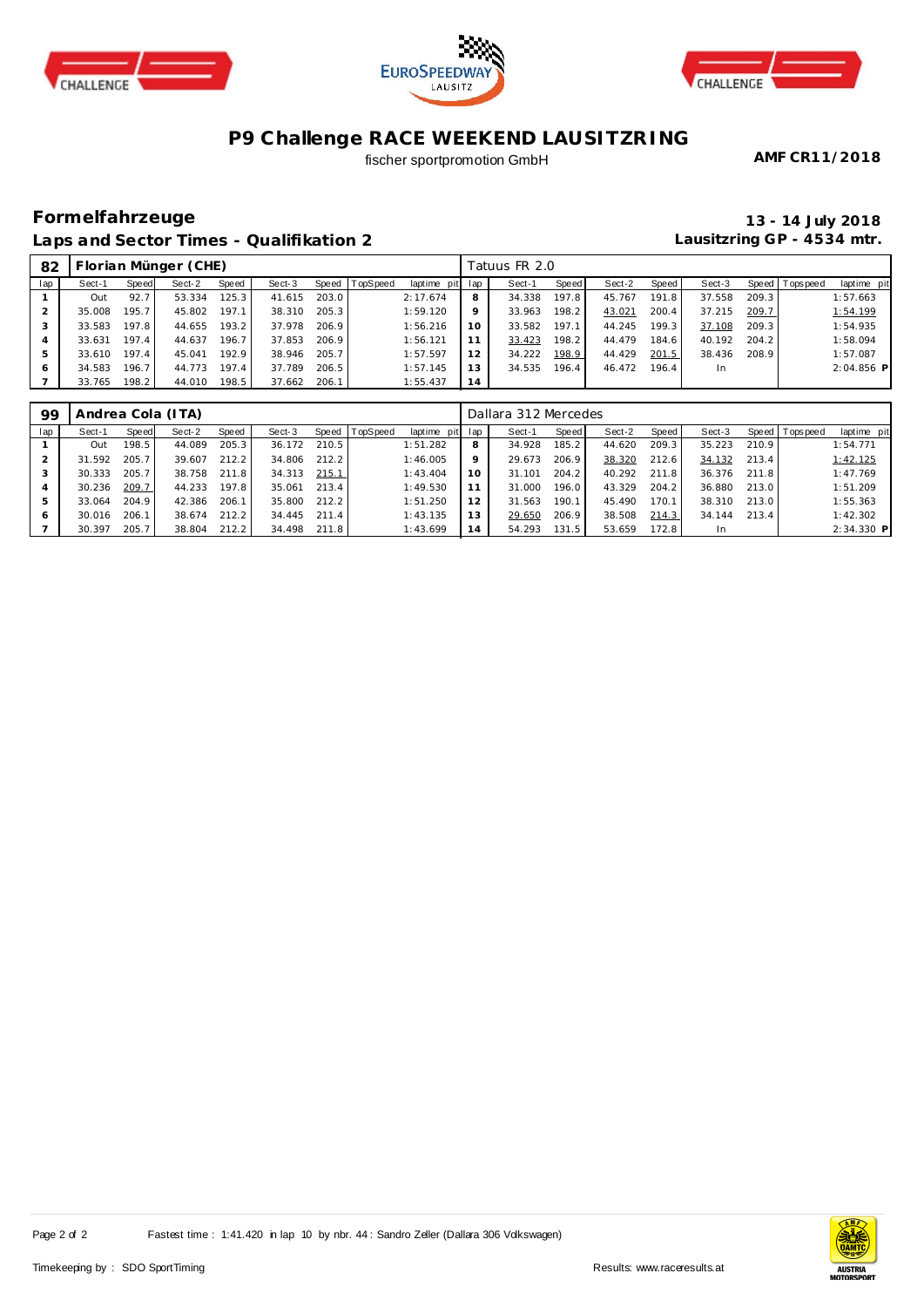# P9 Challenge RACE WEEKEND LAUSITZRING

fischer sportpromotion GmbH

**AMF CR11/2018**

## Formelfahrzeuge

**13 - 14 July 2018**

## Laps and Sector Times - Qualifikation 2

**Lausitzring GP - 4534 mtr.**

| 82 | Florian Münger (CHE) | | | | | | | | | Tatuus FR 2.0 | | | | | | | | |
|---|---|---|---|---|---|---|---|---|---|---|---|---|---|---|---|---|---|---|
| lap | Sect-1 | Speed | Sect-2 | Speed | Sect-3 | Speed | TopSpeed | laptime pit | lap | Sect-1 | Speed | Sect-2 | Speed | Sect-3 | Speed | Topspeed | laptime pit |
| 1 | Out | 92.7 | 53.334 | 125.3 | 41.615 | 203.0 | | 2:17.674 | 8 | 34.338 | 197.8 | 45.767 | 191.8 | 37.558 | 209.3 | | 1:57.663 |
| 2 | 35.008 | 195.7 | 45.802 | 197.1 | 38.310 | 205.3 | | 1:59.120 | 9 | 33.963 | 198.2 | 43.021 | 200.4 | 37.215 | 209.7 | | 1:54.199 |
| 3 | 33.583 | 197.8 | 44.655 | 193.2 | 37.978 | 206.9 | | 1:56.216 | 10 | 33.582 | 197.1 | 44.245 | 199.3 | 37.108 | 209.3 | | 1:54.935 |
| 4 | 33.631 | 197.4 | 44.637 | 196.7 | 37.853 | 206.9 | | 1:56.121 | 11 | 33.423 | 198.2 | 44.479 | 184.6 | 40.192 | 204.2 | | 1:58.094 |
| 5 | 33.610 | 197.4 | 45.041 | 192.9 | 38.946 | 205.7 | | 1:57.597 | 12 | 34.222 | 198.9 | 44.429 | 201.5 | 38.436 | 208.9 | | 1:57.087 |
| 6 | 34.583 | 196.7 | 44.773 | 197.4 | 37.789 | 206.5 | | 1:57.145 | 13 | 34.535 | 196.4 | 46.472 | 196.4 | In | | | 2:04.856 P |
| 7 | 33.765 | 198.2 | 44.010 | 198.5 | 37.662 | 206.1 | | 1:55.437 | 14 | | | | | | | | |

| 99 | Andrea Cola (ITA) | | | | | | | | | Dallara 312 Mercedes | | | | | | | | |
|---|---|---|---|---|---|---|---|---|---|---|---|---|---|---|---|---|---|---|
| lap | Sect-1 | Speed | Sect-2 | Speed | Sect-3 | Speed | TopSpeed | laptime pit | lap | Sect-1 | Speed | Sect-2 | Speed | Sect-3 | Speed | Topspeed | laptime pit |
| 1 | Out | 198.5 | 44.089 | 205.3 | 36.172 | 210.5 | | 1:51.282 | 8 | 34.928 | 185.2 | 44.620 | 209.3 | 35.223 | 210.9 | | 1:54.771 |
| 2 | 31.592 | 205.7 | 39.607 | 212.2 | 34.806 | 212.2 | | 1:46.005 | 9 | 29.673 | 206.9 | 38.320 | 212.6 | 34.132 | 213.4 | | 1:42.125 |
| 3 | 30.333 | 205.7 | 38.758 | 211.8 | 34.313 | 215.1 | | 1:43.404 | 10 | 31.101 | 204.2 | 40.292 | 211.8 | 36.376 | 211.8 | | 1:47.769 |
| 4 | 30.236 | 209.7 | 44.233 | 197.8 | 35.061 | 213.4 | | 1:49.530 | 11 | 31.000 | 196.0 | 43.329 | 204.2 | 36.880 | 213.0 | | 1:51.209 |
| 5 | 33.064 | 204.9 | 42.386 | 206.1 | 35.800 | 212.2 | | 1:51.250 | 12 | 31.563 | 190.1 | 45.490 | 170.1 | 38.310 | 213.0 | | 1:55.363 |
| 6 | 30.016 | 206.1 | 38.674 | 212.2 | 34.445 | 211.4 | | 1:43.135 | 13 | 29.650 | 206.9 | 38.508 | 214.3 | 34.144 | 213.4 | | 1:42.302 |
| 7 | 30.397 | 205.7 | 38.804 | 212.2 | 34.498 | 211.8 | | 1:43.699 | 14 | 54.293 | 131.5 | 53.659 | 172.8 | In | | | 2:34.330 P |

Fastest time : 1:41.420 in lap 10 by nbr. 44 : Sandro Zeller (Dallara 306 Volkswagen)

Timekeeping by : SDO SportTiming

Results: www.raceresults.at